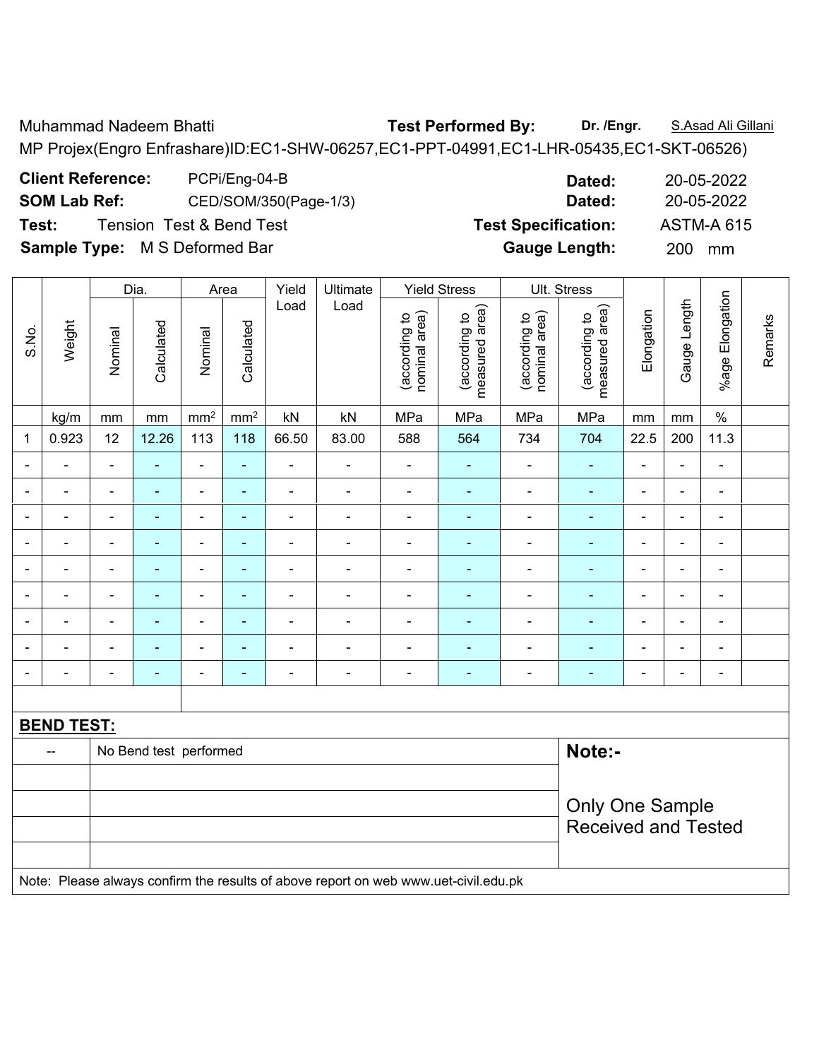Muhammad Nadeem Bhatti **Test Performed By:** **Dr. /Engr.** S.Asad Ali Gillani

MP Projex(Engro Enfrashare)ID:EC1-SHW-06257,EC1-PPT-04991,EC1-LHR-05435,EC1-SKT-06526)

**Client Reference:** PCPi/Eng-04-B **Dated:** 20-05-2022

**SOM Lab Ref:** CED/SOM/350(Page-1/3) **Dated:** 20-05-2022

**Test:** Tension Test & Bend Test **Test Specification:** ASTM-A 615

**Sample Type:** M S Deformed Bar **Gauge Length:** 200 mm

| S.No. | Weight | Dia. | | Area | | Yield Load | Ultimate Load | Yield Stress | | Ult. Stress | | Elongation | Gauge Length | %age Elongation | Remarks |
|---|---|---|---|---|---|---|---|---|---|---|---|---|---|---|---|
| | | Nominal | Calculated | Nominal | Calculated | | | (according to nominal area) | (according to measured area) | (according to nominal area) | (according to measured area) | | | | |
| | kg/m | mm | mm | mm² | mm² | kN | kN | MPa | MPa | MPa | MPa | mm | mm | % | |
| 1 | 0.923 | 12 | 12.26 | 113 | 118 | 66.50 | 83.00 | 588 | 564 | 734 | 704 | 22.5 | 200 | 11.3 | |
| - | - | - | - | - | - | - | - | - | - | - | - | - | - | - | |
| - | - | - | - | - | - | - | - | - | - | - | - | - | - | - | |
| - | - | - | - | - | - | - | - | - | - | - | - | - | - | - | |
| - | - | - | - | - | - | - | - | - | - | - | - | - | - | - | |
| - | - | - | - | - | - | - | - | - | - | - | - | - | - | - | |
| - | - | - | - | - | - | - | - | - | - | - | - | - | - | - | |
| - | - | - | - | - | - | - | - | - | - | - | - | - | - | - | |
| - | - | - | - | - | - | - | - | - | - | - | - | - | - | - | |
| - | - | - | - | - | - | - | - | - | - | - | - | - | - | - | |

**BEND TEST:**

| | | |
|---|---|---|
| -- | No Bend test performed | **Note:-** |
| | | Only One Sample Received and Tested |

Note: Please always confirm the results of above report on web www.uet-civil.edu.pk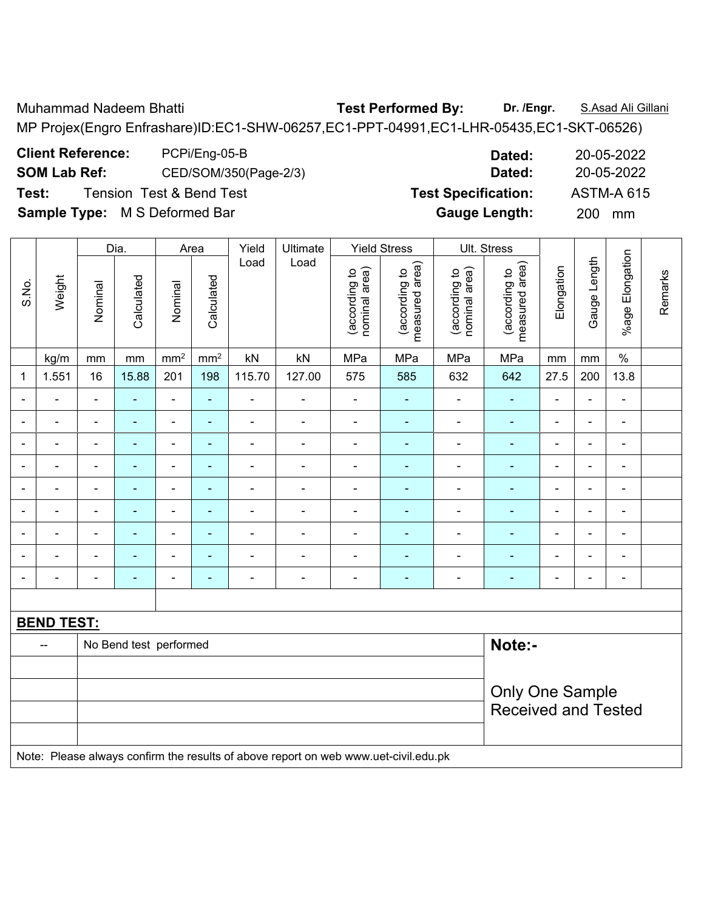Muhammad Nadeem Bhatti **Test Performed By:** **Dr. /Engr.** S.Asad Ali Gillani

MP Projex(Engro Enfrashare)ID:EC1-SHW-06257,EC1-PPT-04991,EC1-LHR-05435,EC1-SKT-06526)

**Client Reference:** PCPi/Eng-05-B **Dated:** 20-05-2022

**SOM Lab Ref:** CED/SOM/350(Page-2/3) **Dated:** 20-05-2022

**Test:** Tension Test & Bend Test **Test Specification:** ASTM-A 615

**Sample Type:** M S Deformed Bar **Gauge Length:** 200 mm

| S.No. | Weight | Dia. | | Area | | Yield Load | Ultimate Load | Yield Stress | | Ult. Stress | | Elongation | Gauge Length | %age Elongation | Remarks |
|---|---|---|---|---|---|---|---|---|---|---|---|---|---|---|---|
| | | Nominal | Calculated | Nominal | Calculated | | | (according to nominal area) | (according to measured area) | (according to nominal area) | (according to measured area) | | | | |
| | kg/m | mm | mm | mm² | mm² | kN | kN | MPa | MPa | MPa | MPa | mm | mm | % | |
| 1 | 1.551 | 16 | 15.88 | 201 | 198 | 115.70 | 127.00 | 575 | 585 | 632 | 642 | 27.5 | 200 | 13.8 | |
| - | - | - | - | - | - | - | - | - | - | - | - | - | - | - | |
| - | - | - | - | - | - | - | - | - | - | - | - | - | - | - | |
| - | - | - | - | - | - | - | - | - | - | - | - | - | - | - | |
| - | - | - | - | - | - | - | - | - | - | - | - | - | - | - | |
| - | - | - | - | - | - | - | - | - | - | - | - | - | - | - | |
| - | - | - | - | - | - | - | - | - | - | - | - | - | - | - | |
| - | - | - | - | - | - | - | - | - | - | - | - | - | - | - | |
| - | - | - | - | - | - | - | - | - | - | - | - | - | - | - | |
| - | - | - | - | - | - | - | - | - | - | - | - | - | - | - | |

**BEND TEST:**

| | | |
|---|---|---|
| -- | No Bend test performed | **Note:-** |
| | | Only One Sample Received and Tested |

Note: Please always confirm the results of above report on web www.uet-civil.edu.pk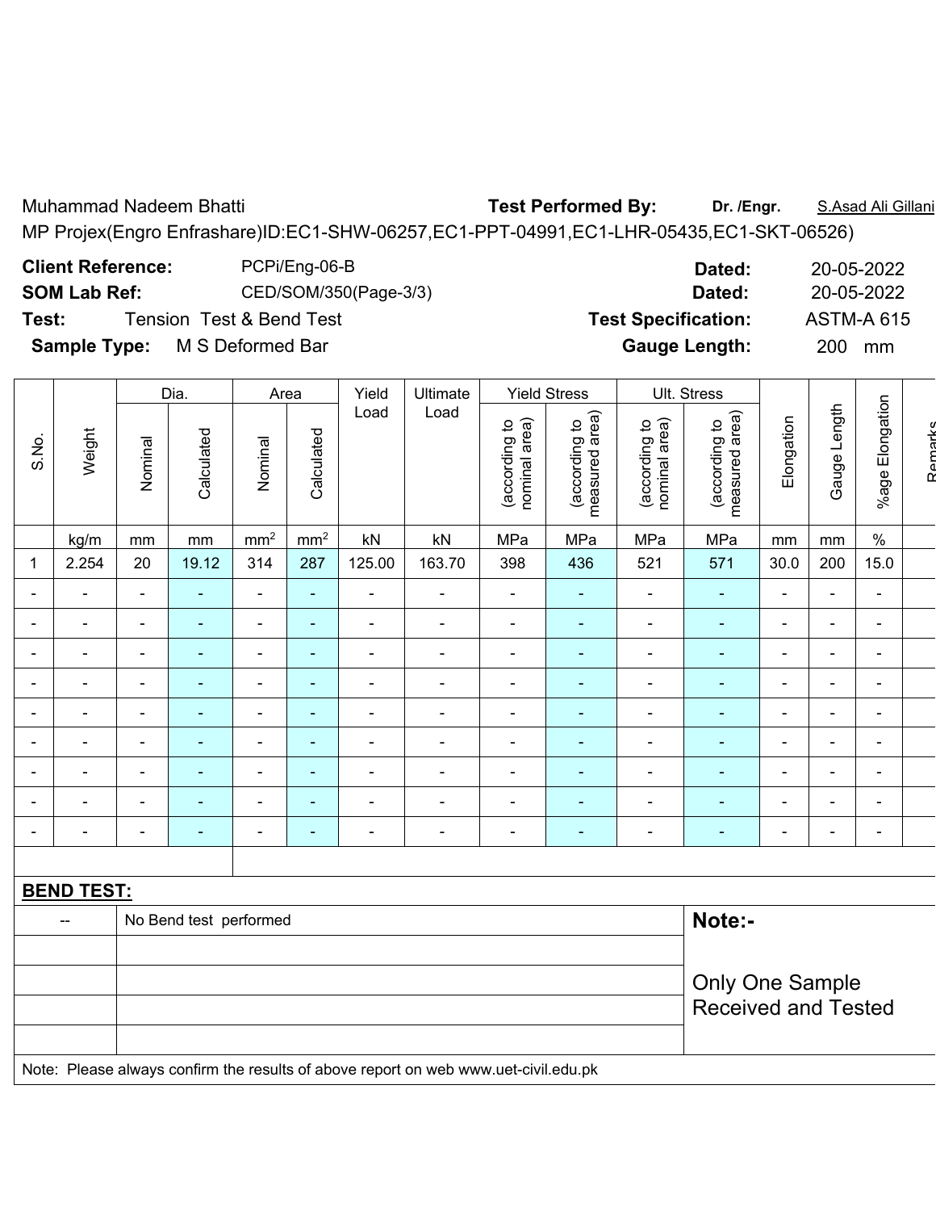Muhammad Nadeem Bhatti **Test Performed By:** **Dr. /Engr.** S.Asad Ali Gillani

MP Projex(Engro Enfrashare)ID:EC1-SHW-06257,EC1-PPT-04991,EC1-LHR-05435,EC1-SKT-06526)

**Client Reference:** PCPi/Eng-06-B **Dated:** 20-05-2022

**SOM Lab Ref:** CED/SOM/350(Page-3/3) **Dated:** 20-05-2022

**Test:** Tension Test & Bend Test **Test Specification:** ASTM-A 615

**Sample Type:** M S Deformed Bar **Gauge Length:** 200 mm

| S.No. | Weight | Dia. | | Area | | Yield Load | Ultimate Load | Yield Stress | | Ult. Stress | | Elongation | Gauge Length | %age Elongation | Remarks |
|---|---|---|---|---|---|---|---|---|---|---|---|---|---|---|---|
| | | Nominal | Calculated | Nominal | Calculated | | | (according to nominal area) | (according to measured area) | (according to nominal area) | (according to measured area) | | | | |
| | kg/m | mm | mm | mm$^2$ | mm$^2$ | kN | kN | MPa | MPa | MPa | MPa | mm | mm | % | |
| 1 | 2.254 | 20 | 19.12 | 314 | 287 | 125.00 | 163.70 | 398 | 436 | 521 | 571 | 30.0 | 200 | 15.0 | |
| - | - | - | - | - | - | - | - | - | - | - | - | - | - | - | |
| - | - | - | - | - | - | - | - | - | - | - | - | - | - | - | |
| - | - | - | - | - | - | - | - | - | - | - | - | - | - | - | |
| - | - | - | - | - | - | - | - | - | - | - | - | - | - | - | |
| - | - | - | - | - | - | - | - | - | - | - | - | - | - | - | |
| - | - | - | - | - | - | - | - | - | - | - | - | - | - | - | |
| - | - | - | - | - | - | - | - | - | - | - | - | - | - | - | |
| - | - | - | - | - | - | - | - | - | - | - | - | - | - | - | |
| - | - | - | - | - | - | - | - | - | - | - | - | - | - | - | |

**BEND TEST:**

| -- | No Bend test performed |
|---|---|

**Note:-**

Only One Sample Received and Tested

Note: Please always confirm the results of above report on web www.uet-civil.edu.pk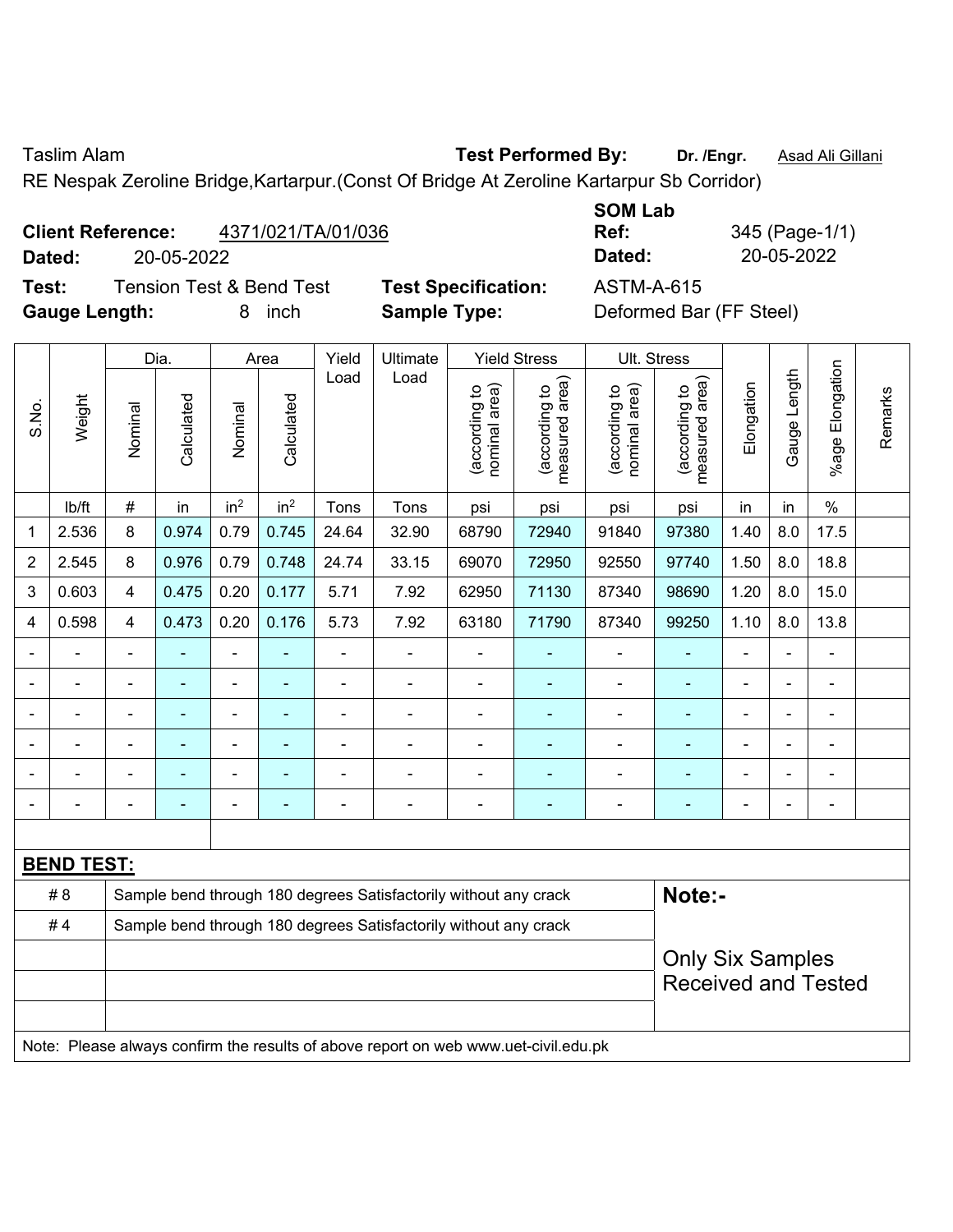Taslim Alam

**Test Performed By:** **Dr. /Engr.** Asad Ali Gillani

RE Nespak Zeroline Bridge,Kartarpur.(Const Of Bridge At Zeroline Kartarpur Sb Corridor)

**Client Reference:** 4371/021/TA/01/036

**Dated:** 20-05-2022

**SOM Lab Ref:** 345 (Page-1/1)

**Dated:** 20-05-2022

**Test:** Tension Test & Bend Test

**Test Specification:** ASTM-A-615

**Gauge Length:** 8 inch

**Sample Type:** Deformed Bar (FF Steel)

| S.No. | Weight | Dia. | | Area | | Yield Load | Ultimate Load | Yield Stress | | Ult. Stress | | Elongation | Gauge Length | %age Elongation | Remarks |
|---|---|---|---|---|---|---|---|---|---|---|---|---|---|---|---|
| | | Nominal | Calculated | Nominal | Calculated | | | (according to nominal area) | (according to measured area) | (according to nominal area) | (according to measured area) | | | | |
| | lb/ft | # | in | $in^2$ | $in^2$ | Tons | Tons | psi | psi | psi | psi | in | in | % | |
| 1 | 2.536 | 8 | 0.974 | 0.79 | 0.745 | 24.64 | 32.90 | 68790 | 72940 | 91840 | 97380 | 1.40 | 8.0 | 17.5 | |
| 2 | 2.545 | 8 | 0.976 | 0.79 | 0.748 | 24.74 | 33.15 | 69070 | 72950 | 92550 | 97740 | 1.50 | 8.0 | 18.8 | |
| 3 | 0.603 | 4 | 0.475 | 0.20 | 0.177 | 5.71 | 7.92 | 62950 | 71130 | 87340 | 98690 | 1.20 | 8.0 | 15.0 | |
| 4 | 0.598 | 4 | 0.473 | 0.20 | 0.176 | 5.73 | 7.92 | 63180 | 71790 | 87340 | 99250 | 1.10 | 8.0 | 13.8 | |
| - | - | - | - | - | - | - | - | - | - | - | - | - | - | - | |
| - | - | - | - | - | - | - | - | - | - | - | - | - | - | - | |
| - | - | - | - | - | - | - | - | - | - | - | - | - | - | - | |
| - | - | - | - | - | - | - | - | - | - | - | - | - | - | - | |
| - | - | - | - | - | - | - | - | - | - | - | - | - | - | - | |
| - | - | - | - | - | - | - | - | - | - | - | - | - | - | - | |

**BEND TEST:**

| | | |
|---|---|---|
| # 8 | Sample bend through 180 degrees Satisfactorily without any crack | **Note:-** |
| # 4 | Sample bend through 180 degrees Satisfactorily without any crack | Only Six Samples Received and Tested |

Note: Please always confirm the results of above report on web www.uet-civil.edu.pk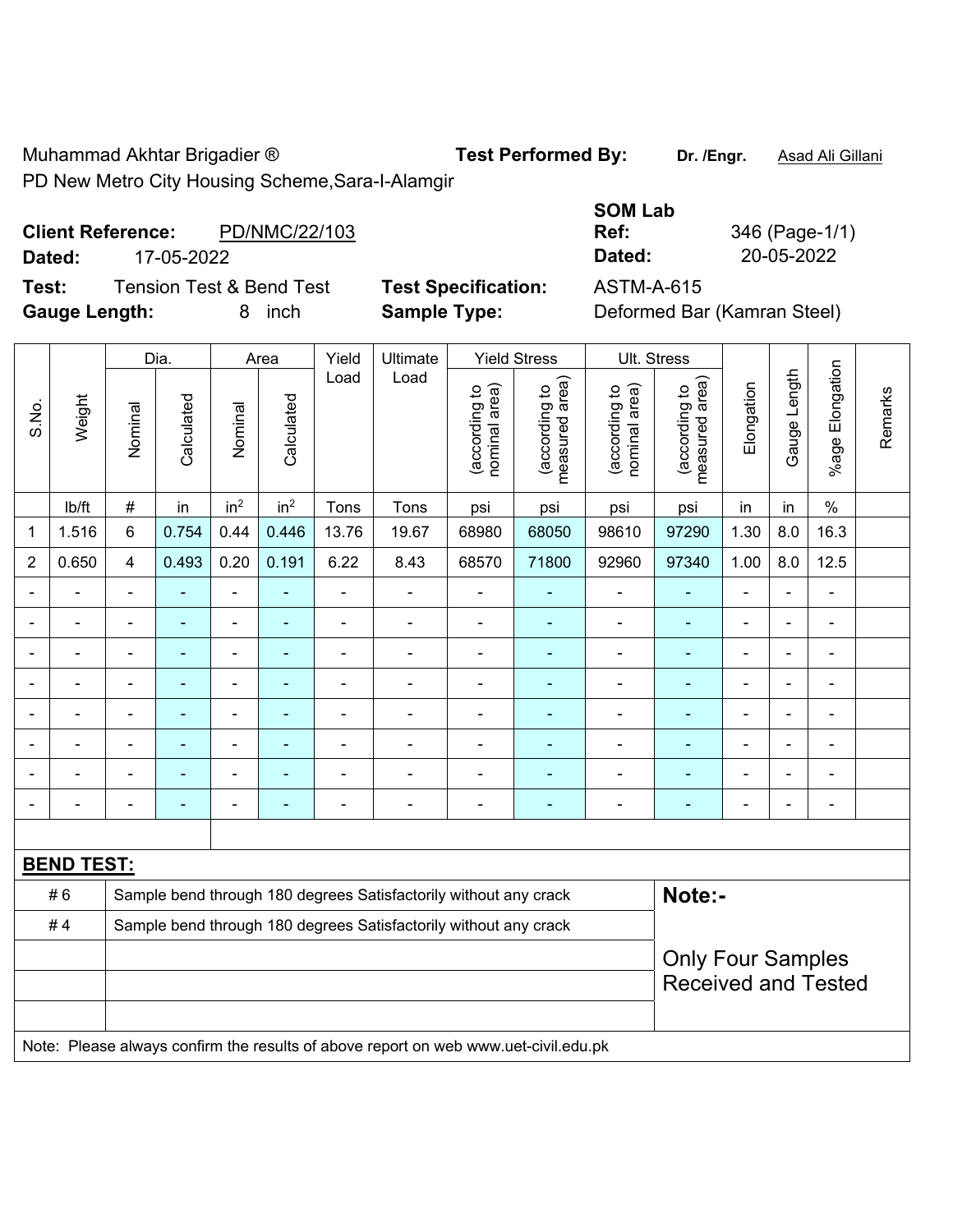Muhammad Akhtar Brigadier ®

PD New Metro City Housing Scheme,Sara-I-Alamgir

**Test Performed By:** **Dr. /Engr.** Asad Ali Gillani

**SOM Lab**

**Client Reference:** PD/NMC/22/103

**Dated:** 17-05-2022

**Ref:** 346 (Page-1/1)

**Dated:** 20-05-2022

**Test:** Tension Test & Bend Test

**Test Specification:** ASTM-A-615

**Gauge Length:** 8 inch

**Sample Type:** Deformed Bar (Kamran Steel)

| S.No. | Weight | Dia. | | Area | | Yield Load | Ultimate Load | Yield Stress | | Ult. Stress | | Elongation | Gauge Length | %age Elongation | Remarks |
|---|---|---|---|---|---|---|---|---|---|---|---|---|---|---|---|
| | | Nominal | Calculated | Nominal | Calculated | | | (according to nominal area) | (according to measured area) | (according to nominal area) | (according to measured area) | | | | |
| | lb/ft | # | in | $in^2$ | $in^2$ | Tons | Tons | psi | psi | psi | psi | in | in | % | |
| 1 | 1.516 | 6 | 0.754 | 0.44 | 0.446 | 13.76 | 19.67 | 68980 | 68050 | 98610 | 97290 | 1.30 | 8.0 | 16.3 | |
| 2 | 0.650 | 4 | 0.493 | 0.20 | 0.191 | 6.22 | 8.43 | 68570 | 71800 | 92960 | 97340 | 1.00 | 8.0 | 12.5 | |
| - | - | - | - | - | - | - | - | - | - | - | - | - | - | - | |
| - | - | - | - | - | - | - | - | - | - | - | - | - | - | - | |
| - | - | - | - | - | - | - | - | - | - | - | - | - | - | - | |
| - | - | - | - | - | - | - | - | - | - | - | - | - | - | - | |
| - | - | - | - | - | - | - | - | - | - | - | - | - | - | - | |
| - | - | - | - | - | - | - | - | - | - | - | - | - | - | - | |
| - | - | - | - | - | - | - | - | - | - | - | - | - | - | - | |
| - | - | - | - | - | - | - | - | - | - | - | - | - | - | - | |

**BEND TEST:**

| | | |
|---|---|---|
| # 6 | Sample bend through 180 degrees Satisfactorily without any crack | **Note:-** |
| # 4 | Sample bend through 180 degrees Satisfactorily without any crack | Only Four Samples Received and Tested |

Note: Please always confirm the results of above report on web www.uet-civil.edu.pk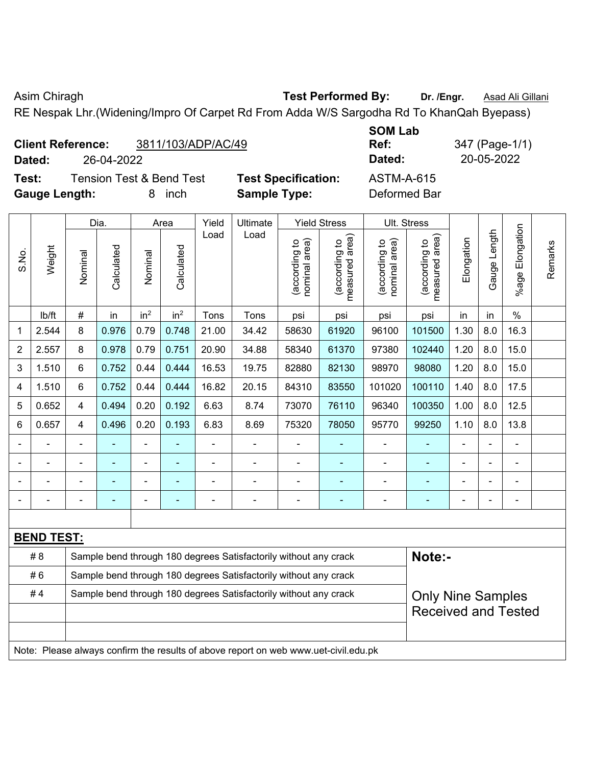Asim Chiragh

**Test Performed By:** **Dr. /Engr.** Asad Ali Gillani

RE Nespak Lhr.(Widening/Impro Of Carpet Rd From Adda W/S Sargodha Rd To KhanQah Byepass)

**Client Reference:** 3811/103/ADP/AC/49

**Dated:** 26-04-2022

**SOM Lab Ref:** 347 (Page-1/1)

**Dated:** 20-05-2022

**Test:** Tension Test & Bend Test

**Test Specification:** ASTM-A-615

**Gauge Length:** 8 inch

**Sample Type:** Deformed Bar

| S.No. | Weight | Dia. | | Area | | Yield Load | Ultimate Load | Yield Stress | | Ult. Stress | | Elongation | Gauge Length | %age Elongation | Remarks |
|---|---|---|---|---|---|---|---|---|---|---|---|---|---|---|---|
| | | Nominal | Calculated | Nominal | Calculated | | | (according to nominal area) | (according to measured area) | (according to nominal area) | (according to measured area) | | | | |
| | lb/ft | # | in | $in^2$ | $in^2$ | Tons | Tons | psi | psi | psi | psi | in | in | % | |
| 1 | 2.544 | 8 | 0.976 | 0.79 | 0.748 | 21.00 | 34.42 | 58630 | 61920 | 96100 | 101500 | 1.30 | 8.0 | 16.3 | |
| 2 | 2.557 | 8 | 0.978 | 0.79 | 0.751 | 20.90 | 34.88 | 58340 | 61370 | 97380 | 102440 | 1.20 | 8.0 | 15.0 | |
| 3 | 1.510 | 6 | 0.752 | 0.44 | 0.444 | 16.53 | 19.75 | 82880 | 82130 | 98970 | 98080 | 1.20 | 8.0 | 15.0 | |
| 4 | 1.510 | 6 | 0.752 | 0.44 | 0.444 | 16.82 | 20.15 | 84310 | 83550 | 101020 | 100110 | 1.40 | 8.0 | 17.5 | |
| 5 | 0.652 | 4 | 0.494 | 0.20 | 0.192 | 6.63 | 8.74 | 73070 | 76110 | 96340 | 100350 | 1.00 | 8.0 | 12.5 | |
| 6 | 0.657 | 4 | 0.496 | 0.20 | 0.193 | 6.83 | 8.69 | 75320 | 78050 | 95770 | 99250 | 1.10 | 8.0 | 13.8 | |
| - | - | - | - | - | - | - | - | - | - | - | - | - | - | - | |
| - | - | - | - | - | - | - | - | - | - | - | - | - | - | - | |
| - | - | - | - | - | - | - | - | - | - | - | - | - | - | - | |
| - | - | - | - | - | - | - | - | - | - | - | - | - | - | - | |

**BEND TEST:**

| | | |
|---|---|---|
| # 8 | Sample bend through 180 degrees Satisfactorily without any crack | **Note:-** |
| # 6 | Sample bend through 180 degrees Satisfactorily without any crack | |
| # 4 | Sample bend through 180 degrees Satisfactorily without any crack | Only Nine Samples Received and Tested |

Note: Please always confirm the results of above report on web www.uet-civil.edu.pk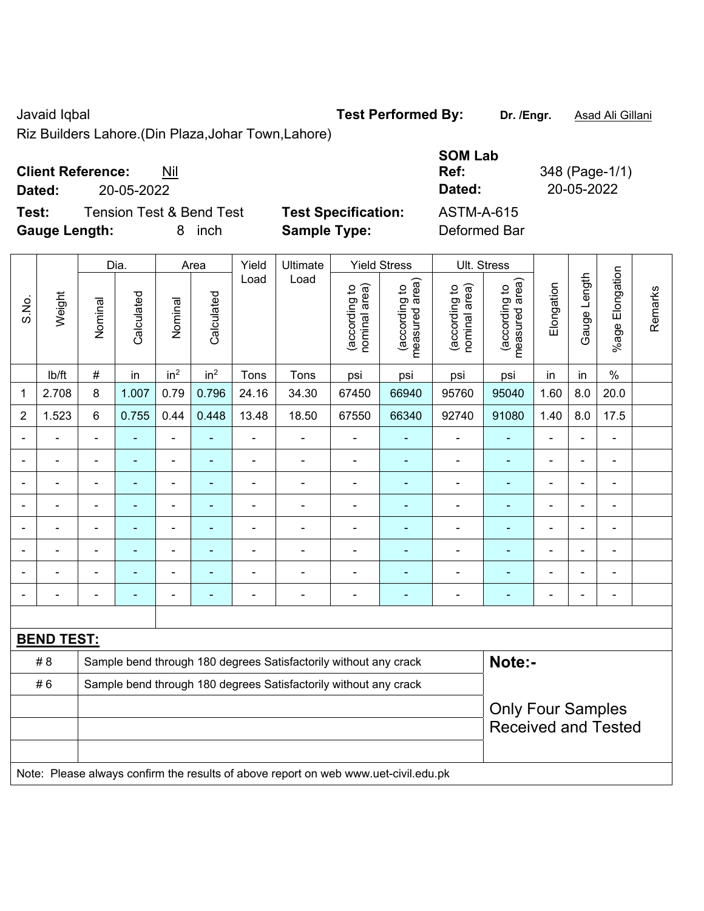Javaid Iqbal

Riz Builders Lahore.(Din Plaza,Johar Town,Lahore)

**Test Performed By:** **Dr. /Engr.** Asad Ali Gillani

**Client Reference:** Nil

**Dated:** 20-05-2022

**SOM Lab Ref:** 348 (Page-1/1)

**Dated:** 20-05-2022

**Test:** Tension Test & Bend Test

**Gauge Length:** 8 inch

**Test Specification:** ASTM-A-615

**Sample Type:** Deformed Bar

| S.No. | Weight | Dia. | | Area | | Yield Load | Ultimate Load | Yield Stress | | Ult. Stress | | Elongation | Gauge Length | %age Elongation | Remarks |
|---|---|---|---|---|---|---|---|---|---|---|---|---|---|---|---|
| | | Nominal | Calculated | Nominal | Calculated | | | (according to nominal area) | (according to measured area) | (according to nominal area) | (according to measured area) | | | | |
| | lb/ft | # | in | in$^2$ | in$^2$ | Tons | Tons | psi | psi | psi | psi | in | in | % | |
| 1 | 2.708 | 8 | 1.007 | 0.79 | 0.796 | 24.16 | 34.30 | 67450 | 66940 | 95760 | 95040 | 1.60 | 8.0 | 20.0 | |
| 2 | 1.523 | 6 | 0.755 | 0.44 | 0.448 | 13.48 | 18.50 | 67550 | 66340 | 92740 | 91080 | 1.40 | 8.0 | 17.5 | |
| - | - | - | - | - | - | - | - | - | - | - | - | - | - | - | |
| - | - | - | - | - | - | - | - | - | - | - | - | - | - | - | |
| - | - | - | - | - | - | - | - | - | - | - | - | - | - | - | |
| - | - | - | - | - | - | - | - | - | - | - | - | - | - | - | |
| - | - | - | - | - | - | - | - | - | - | - | - | - | - | - | |
| - | - | - | - | - | - | - | - | - | - | - | - | - | - | - | |
| - | - | - | - | - | - | - | - | - | - | - | - | - | - | - | |
| - | - | - | - | - | - | - | - | - | - | - | - | - | - | - | |

**BEND TEST:**

| | |
|---|---|
| # 8 | Sample bend through 180 degrees Satisfactorily without any crack |
| # 6 | Sample bend through 180 degrees Satisfactorily without any crack |

**Note:-**

Only Four Samples Received and Tested

Note: Please always confirm the results of above report on web www.uet-civil.edu.pk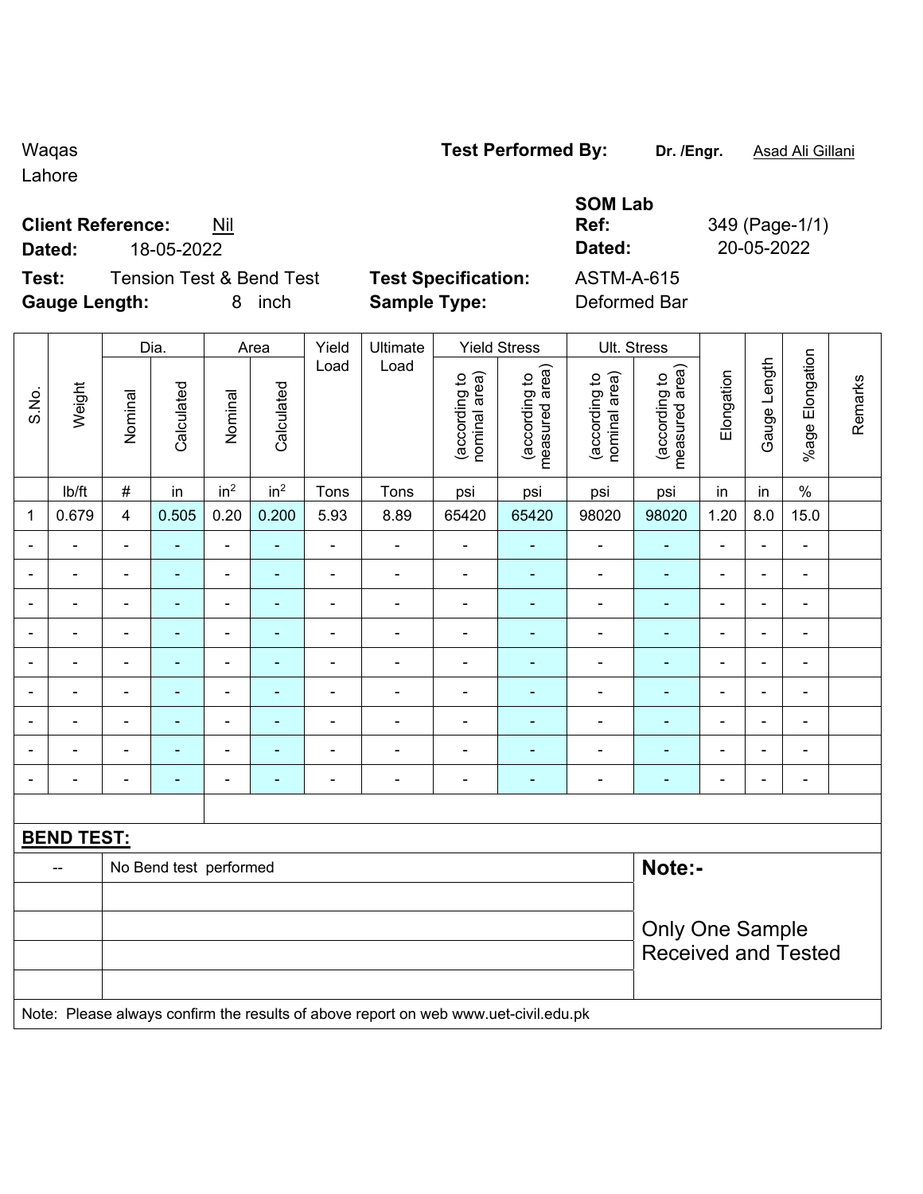Waqas
Lahore

**Test Performed By:** **Dr. /Engr.** Asad Ali Gillani

**Client Reference:** Nil
**Dated:** 18-05-2022

**SOM Lab**
**Ref:** 349 (Page-1/1)
**Dated:** 20-05-2022

**Test:** Tension Test & Bend Test
**Gauge Length:** 8 inch

**Test Specification:** ASTM-A-615
**Sample Type:** Deformed Bar

| S.No. | Weight | Dia. | | Area | | Yield Load | Ultimate Load | Yield Stress | | Ult. Stress | | Elongation | Gauge Length | %age Elongation | Remarks |
|---|---|---|---|---|---|---|---|---|---|---|---|---|---|---|---|
| | | Nominal | Calculated | Nominal | Calculated | | | (according to nominal area) | (according to measured area) | (according to nominal area) | (according to measured area) | | | | |
| | lb/ft | # | in | $in^2$ | $in^2$ | Tons | Tons | psi | psi | psi | psi | in | in | % | |
| 1 | 0.679 | 4 | 0.505 | 0.20 | 0.200 | 5.93 | 8.89 | 65420 | 65420 | 98020 | 98020 | 1.20 | 8.0 | 15.0 | |
| - | - | - | - | - | - | - | - | - | - | - | - | - | - | - | |
| - | - | - | - | - | - | - | - | - | - | - | - | - | - | - | |
| - | - | - | - | - | - | - | - | - | - | - | - | - | - | - | |
| - | - | - | - | - | - | - | - | - | - | - | - | - | - | - | |
| - | - | - | - | - | - | - | - | - | - | - | - | - | - | - | |
| - | - | - | - | - | - | - | - | - | - | - | - | - | - | - | |
| - | - | - | - | - | - | - | - | - | - | - | - | - | - | - | |
| - | - | - | - | - | - | - | - | - | - | - | - | - | - | - | |
| - | - | - | - | - | - | - | - | - | - | - | - | - | - | - | |

**BEND TEST:**

| | | |
|---|---|---|
| -- | No Bend test performed | **Note:-** |
| | | Only One Sample Received and Tested |

Note: Please always confirm the results of above report on web www.uet-civil.edu.pk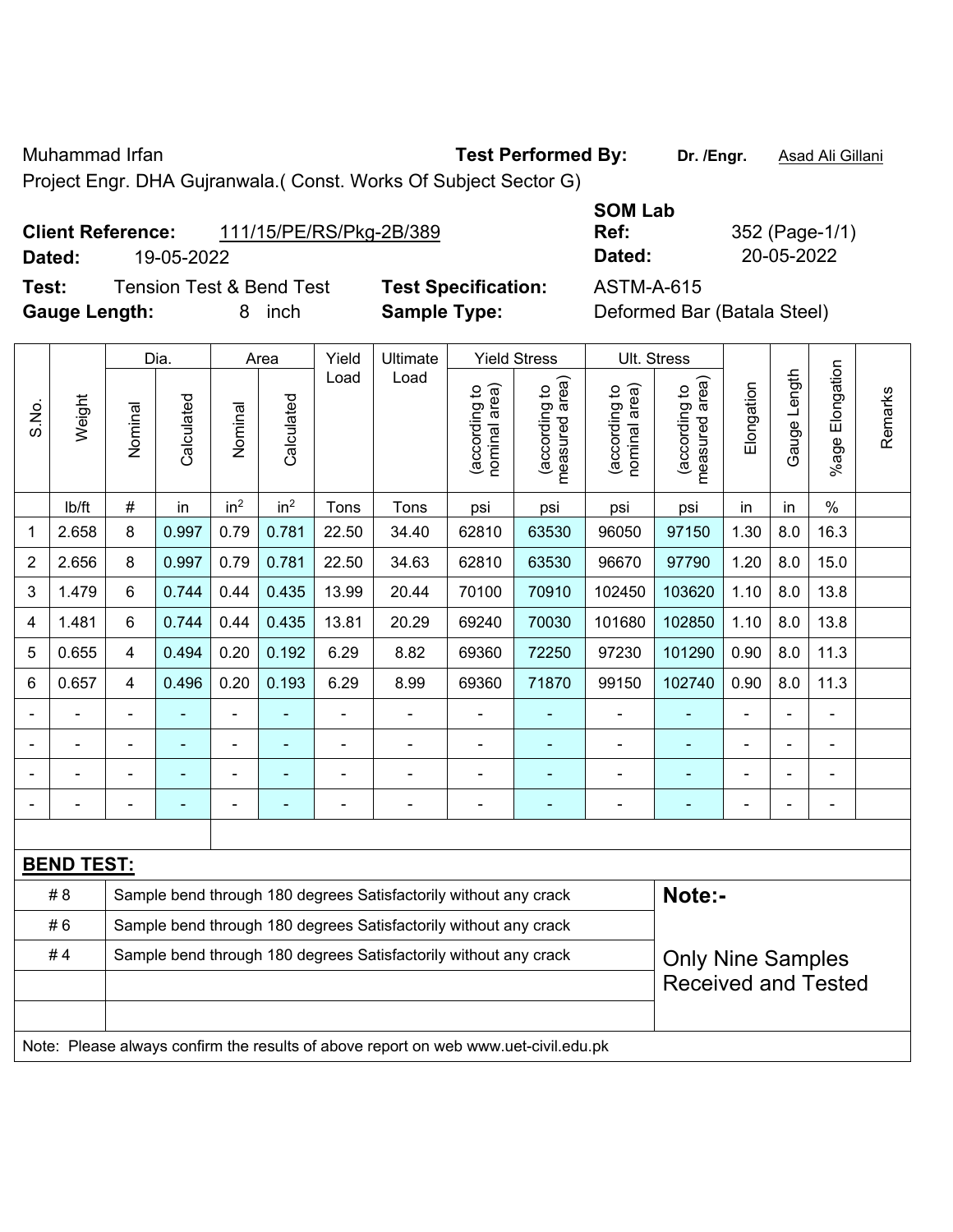Muhammad Irfan

Project Engr. DHA Gujranwala.( Const. Works Of Subject Sector G)

**Test Performed By:** **Dr. /Engr.** Asad Ali Gillani

**Client Reference:** 111/15/PE/RS/Pkg-2B/389

**Dated:** 19-05-2022

**SOM Lab Ref:** 352 (Page-1/1)

**Dated:** 20-05-2022

**Test:** Tension Test & Bend Test

**Test Specification:** ASTM-A-615

**Gauge Length:** 8 inch

**Sample Type:** Deformed Bar (Batala Steel)

| S.No. | Weight | Dia. | | Area | | Yield Load | Ultimate Load | Yield Stress | | Ult. Stress | | Elongation | Gauge Length | %age Elongation | Remarks |
|---|---|---|---|---|---|---|---|---|---|---|---|---|---|---|---|
| | | Nominal | Calculated | Nominal | Calculated | | | (according to nominal area) | (according to measured area) | (according to nominal area) | (according to measured area) | | | | |
| | lb/ft | # | in | $in^2$ | $in^2$ | Tons | Tons | psi | psi | psi | psi | in | in | % | |
| 1 | 2.658 | 8 | 0.997 | 0.79 | 0.781 | 22.50 | 34.40 | 62810 | 63530 | 96050 | 97150 | 1.30 | 8.0 | 16.3 | |
| 2 | 2.656 | 8 | 0.997 | 0.79 | 0.781 | 22.50 | 34.63 | 62810 | 63530 | 96670 | 97790 | 1.20 | 8.0 | 15.0 | |
| 3 | 1.479 | 6 | 0.744 | 0.44 | 0.435 | 13.99 | 20.44 | 70100 | 70910 | 102450 | 103620 | 1.10 | 8.0 | 13.8 | |
| 4 | 1.481 | 6 | 0.744 | 0.44 | 0.435 | 13.81 | 20.29 | 69240 | 70030 | 101680 | 102850 | 1.10 | 8.0 | 13.8 | |
| 5 | 0.655 | 4 | 0.494 | 0.20 | 0.192 | 6.29 | 8.82 | 69360 | 72250 | 97230 | 101290 | 0.90 | 8.0 | 11.3 | |
| 6 | 0.657 | 4 | 0.496 | 0.20 | 0.193 | 6.29 | 8.99 | 69360 | 71870 | 99150 | 102740 | 0.90 | 8.0 | 11.3 | |
| - | - | - | - | - | - | - | - | - | - | - | - | - | - | - | |
| - | - | - | - | - | - | - | - | - | - | - | - | - | - | - | |
| - | - | - | - | - | - | - | - | - | - | - | - | - | - | - | |
| - | - | - | - | - | - | - | - | - | - | - | - | - | - | - | |

**BEND TEST:**

| | |
|---|---|
| # 8 | Sample bend through 180 degrees Satisfactorily without any crack |
| # 6 | Sample bend through 180 degrees Satisfactorily without any crack |
| # 4 | Sample bend through 180 degrees Satisfactorily without any crack |

**Note:-**

Only Nine Samples Received and Tested

Note: Please always confirm the results of above report on web www.uet-civil.edu.pk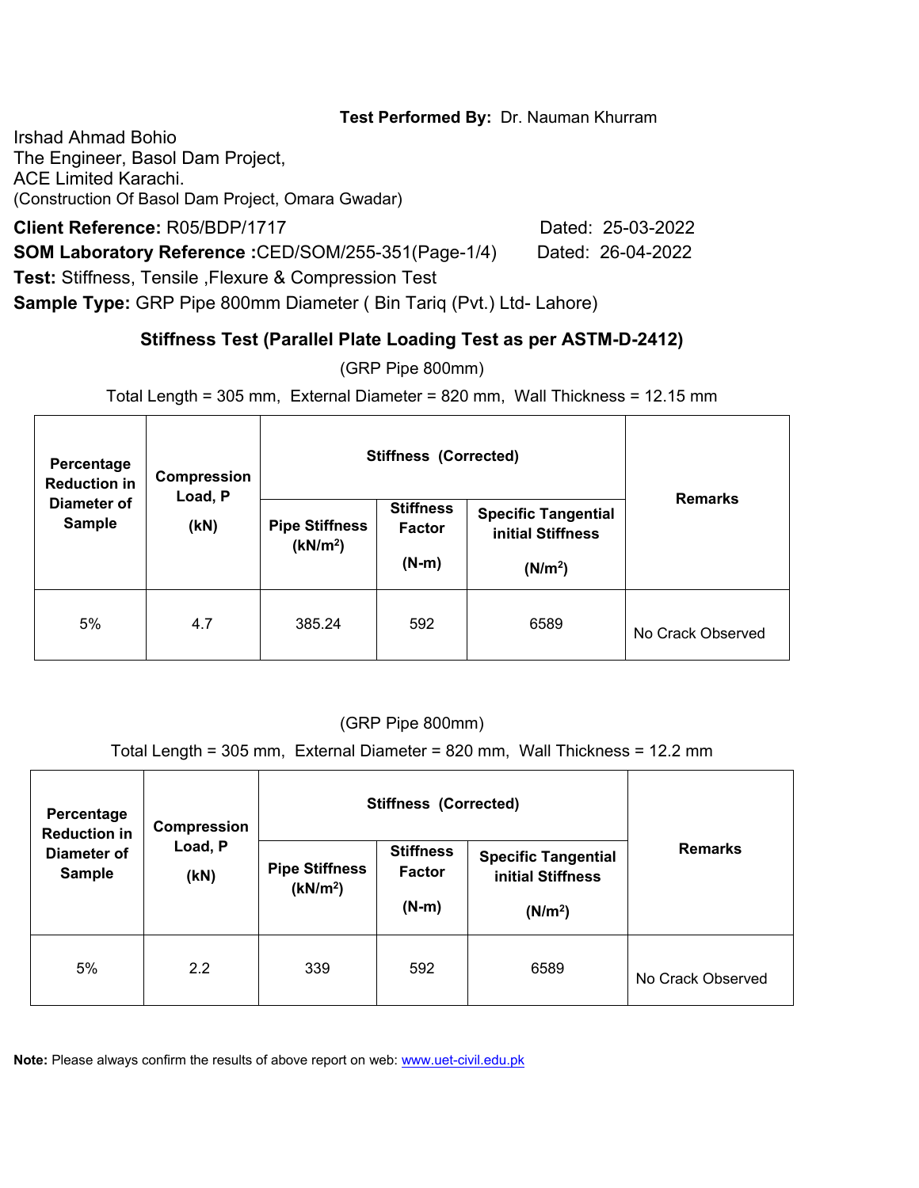**Test Performed By:** Dr. Nauman Khurram

Irshad Ahmad Bohio
The Engineer, Basol Dam Project,
ACE Limited Karachi.
(Construction Of Basol Dam Project, Omara Gwadar)

**Client Reference:** R05/BDP/1717 Dated: 25-03-2022
**SOM Laboratory Reference :**CED/SOM/255-351(Page-1/4) Dated: 26-04-2022
**Test:** Stiffness, Tensile ,Flexure & Compression Test
**Sample Type:** GRP Pipe 800mm Diameter ( Bin Tariq (Pvt.) Ltd- Lahore)

### Stiffness Test (Parallel Plate Loading Test as per ASTM-D-2412)

(GRP Pipe 800mm)

Total Length = 305 mm, External Diameter = 820 mm, Wall Thickness = 12.15 mm

| Percentage Reduction in Diameter of Sample | Compression Load, P (kN) | Stiffness (Corrected) | | | Remarks |
|---|---|---|---|---|---|
| | | Pipe Stiffness ($kN/m^2$) | Stiffness Factor (N-m) | Specific Tangential initial Stiffness ($N/m^2$) | |
| 5% | 4.7 | 385.24 | 592 | 6589 | No Crack Observed |

(GRP Pipe 800mm)

Total Length = 305 mm, External Diameter = 820 mm, Wall Thickness = 12.2 mm

| Percentage Reduction in Diameter of Sample | Compression Load, P (kN) | Stiffness (Corrected) | | | Remarks |
|---|---|---|---|---|---|
| | | Pipe Stiffness ($kN/m^2$) | Stiffness Factor (N-m) | Specific Tangential initial Stiffness ($N/m^2$) | |
| 5% | 2.2 | 339 | 592 | 6589 | No Crack Observed |

**Note:** Please always confirm the results of above report on web: www.uet-civil.edu.pk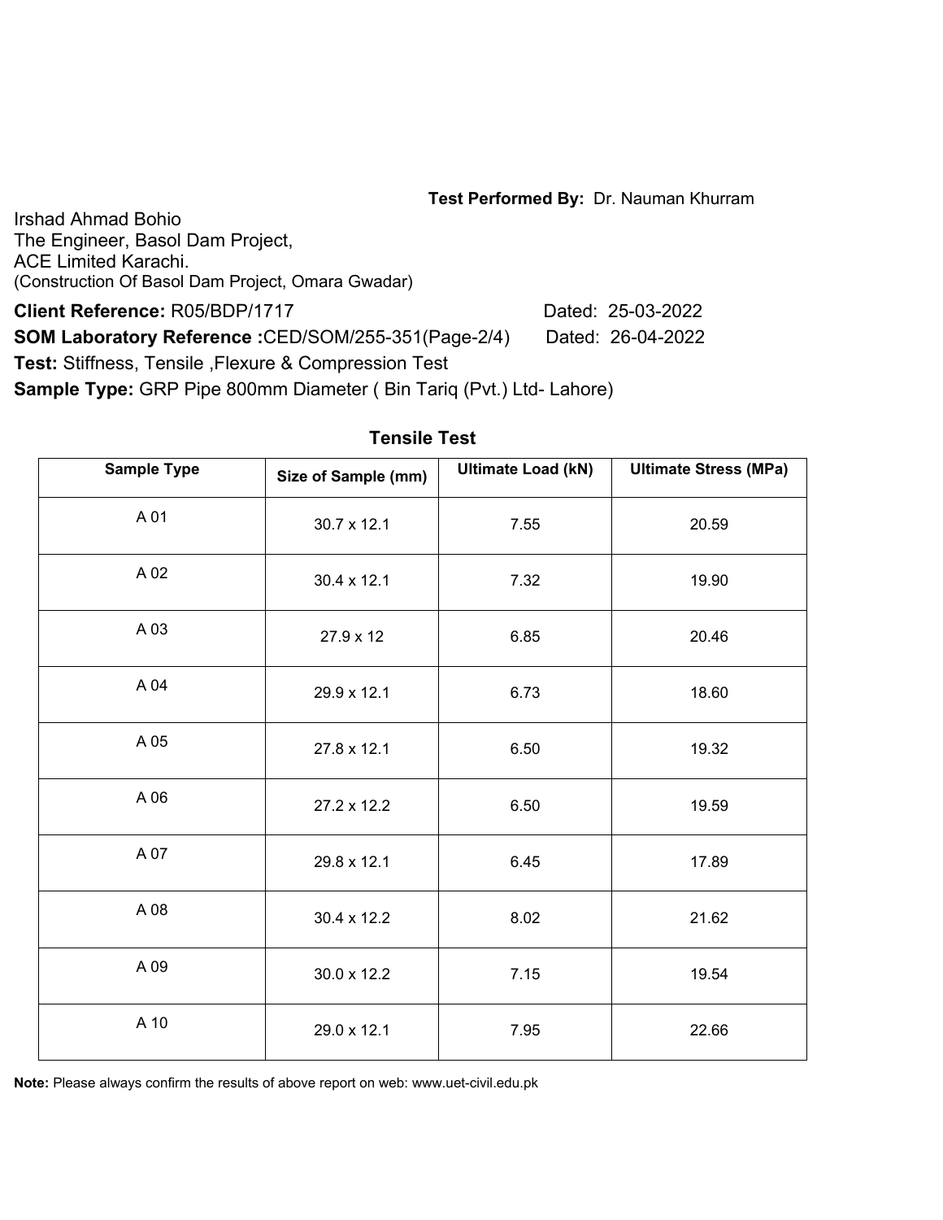**Test Performed By:** Dr. Nauman Khurram

Irshad Ahmad Bohio
The Engineer, Basol Dam Project,
ACE Limited Karachi.
(Construction Of Basol Dam Project, Omara Gwadar)

**Client Reference:** R05/BDP/1717 Dated: 25-03-2022

**SOM Laboratory Reference :**CED/SOM/255-351(Page-2/4) Dated: 26-04-2022

**Test:** Stiffness, Tensile ,Flexure & Compression Test

**Sample Type:** GRP Pipe 800mm Diameter ( Bin Tariq (Pvt.) Ltd- Lahore)

## Tensile Test

| Sample Type | Size of Sample (mm) | Ultimate Load (kN) | Ultimate Stress (MPa) |
|---|---|---|---|
| A 01 | 30.7 x 12.1 | 7.55 | 20.59 |
| A 02 | 30.4 x 12.1 | 7.32 | 19.90 |
| A 03 | 27.9 x 12 | 6.85 | 20.46 |
| A 04 | 29.9 x 12.1 | 6.73 | 18.60 |
| A 05 | 27.8 x 12.1 | 6.50 | 19.32 |
| A 06 | 27.2 x 12.2 | 6.50 | 19.59 |
| A 07 | 29.8 x 12.1 | 6.45 | 17.89 |
| A 08 | 30.4 x 12.2 | 8.02 | 21.62 |
| A 09 | 30.0 x 12.2 | 7.15 | 19.54 |
| A 10 | 29.0 x 12.1 | 7.95 | 22.66 |

**Note:** Please always confirm the results of above report on web: www.uet-civil.edu.pk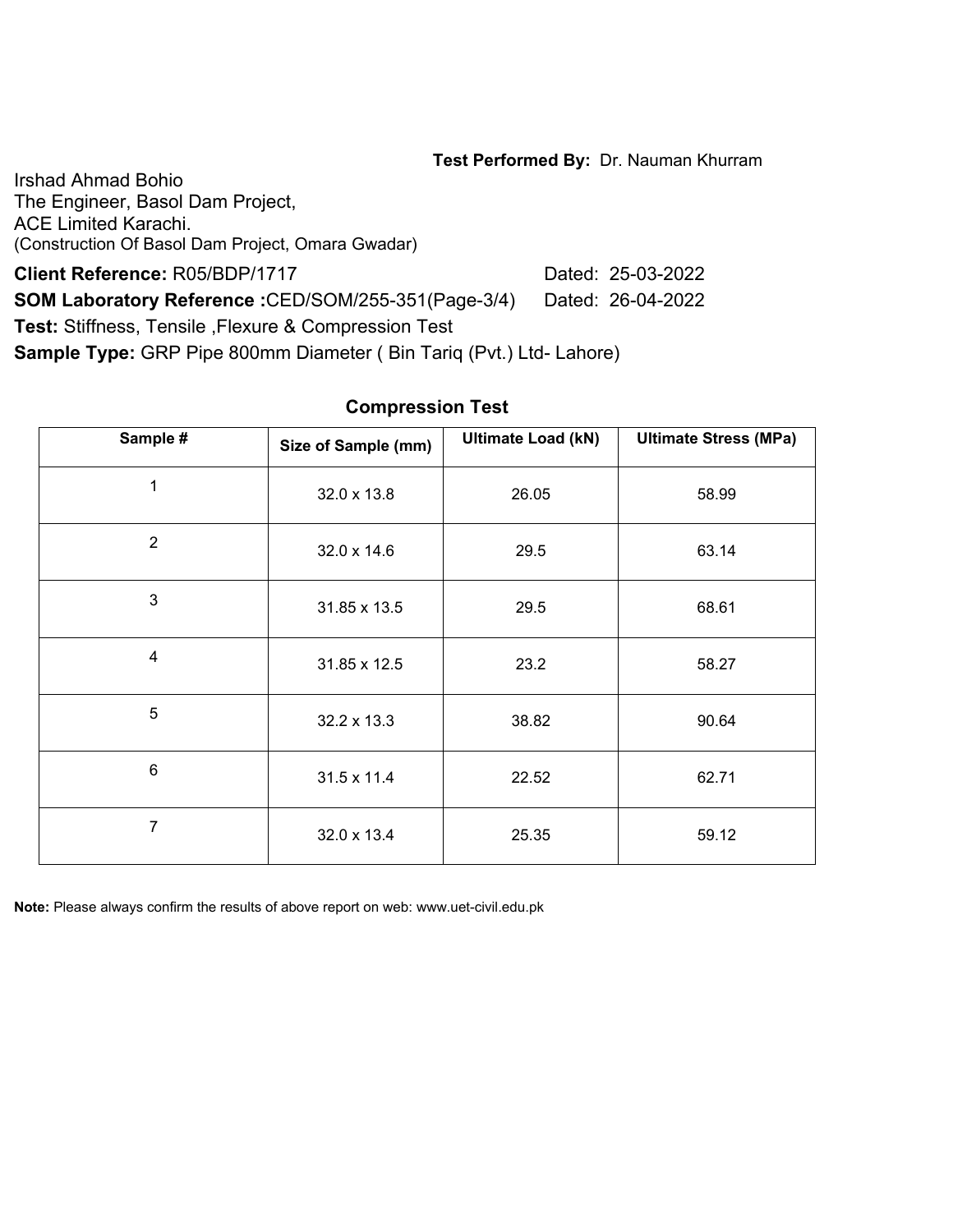**Test Performed By:** Dr. Nauman Khurram

Irshad Ahmad Bohio
The Engineer, Basol Dam Project,
ACE Limited Karachi.
(Construction Of Basol Dam Project, Omara Gwadar)

**Client Reference:** R05/BDP/1717 Dated: 25-03-2022

**SOM Laboratory Reference :**CED/SOM/255-351(Page-3/4) Dated: 26-04-2022

**Test:** Stiffness, Tensile ,Flexure & Compression Test

**Sample Type:** GRP Pipe 800mm Diameter ( Bin Tariq (Pvt.) Ltd- Lahore)

## Compression Test

| Sample # | Size of Sample (mm) | Ultimate Load (kN) | Ultimate Stress (MPa) |
|---|---|---|---|
| 1 | 32.0 x 13.8 | 26.05 | 58.99 |
| 2 | 32.0 x 14.6 | 29.5 | 63.14 |
| 3 | 31.85 x 13.5 | 29.5 | 68.61 |
| 4 | 31.85 x 12.5 | 23.2 | 58.27 |
| 5 | 32.2 x 13.3 | 38.82 | 90.64 |
| 6 | 31.5 x 11.4 | 22.52 | 62.71 |
| 7 | 32.0 x 13.4 | 25.35 | 59.12 |

**Note:** Please always confirm the results of above report on web: www.uet-civil.edu.pk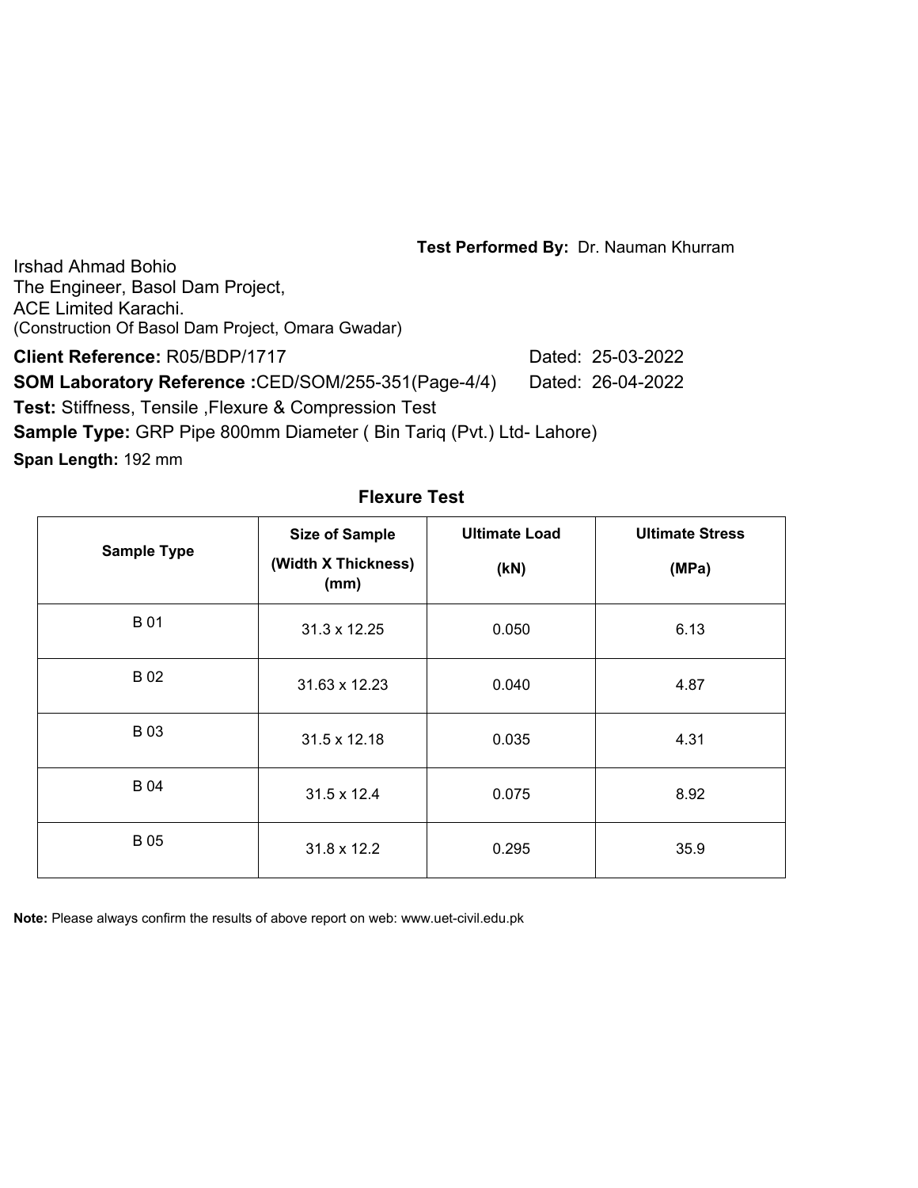**Test Performed By:** Dr. Nauman Khurram

Irshad Ahmad Bohio
The Engineer, Basol Dam Project,
ACE Limited Karachi.
(Construction Of Basol Dam Project, Omara Gwadar)

**Client Reference:** R05/BDP/1717 Dated: 25-03-2022

**SOM Laboratory Reference :**CED/SOM/255-351(Page-4/4) Dated: 26-04-2022

**Test:** Stiffness, Tensile ,Flexure & Compression Test

**Sample Type:** GRP Pipe 800mm Diameter ( Bin Tariq (Pvt.) Ltd- Lahore)

**Span Length:** 192 mm

## Flexure Test

| Sample Type | Size of Sample (Width X Thickness) (mm) | Ultimate Load (kN) | Ultimate Stress (MPa) |
|---|---|---|---|
| B 01 | 31.3 x 12.25 | 0.050 | 6.13 |
| B 02 | 31.63 x 12.23 | 0.040 | 4.87 |
| B 03 | 31.5 x 12.18 | 0.035 | 4.31 |
| B 04 | 31.5 x 12.4 | 0.075 | 8.92 |
| B 05 | 31.8 x 12.2 | 0.295 | 35.9 |

**Note:** Please always confirm the results of above report on web: www.uet-civil.edu.pk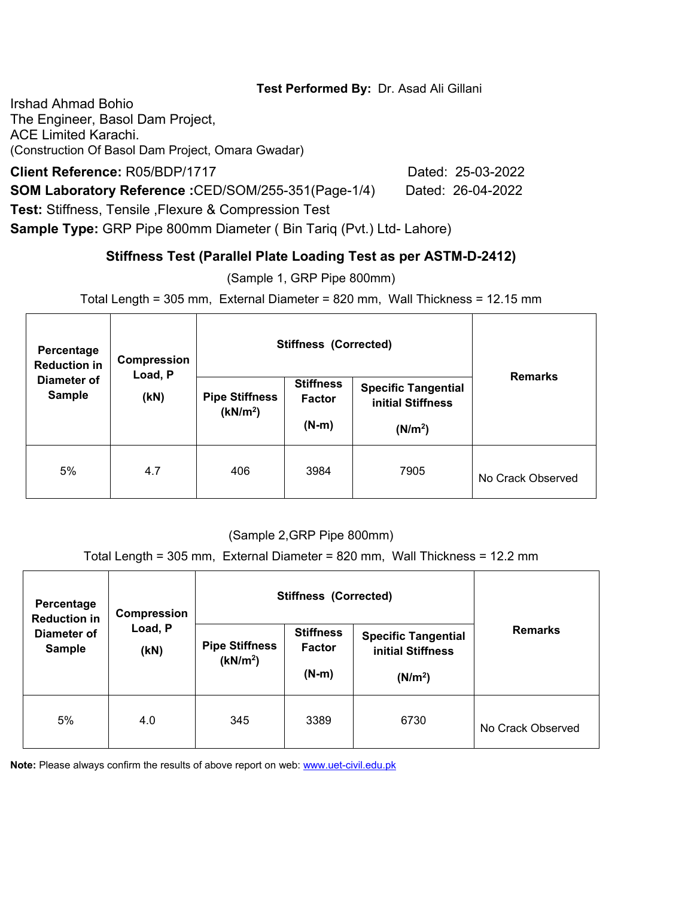**Test Performed By:** Dr. Asad Ali Gillani

Irshad Ahmad Bohio
The Engineer, Basol Dam Project,
ACE Limited Karachi.
(Construction Of Basol Dam Project, Omara Gwadar)

**Client Reference:** R05/BDP/1717 Dated: 25-03-2022
**SOM Laboratory Reference :**CED/SOM/255-351(Page-1/4) Dated: 26-04-2022
**Test:** Stiffness, Tensile ,Flexure & Compression Test
**Sample Type:** GRP Pipe 800mm Diameter ( Bin Tariq (Pvt.) Ltd- Lahore)

## Stiffness Test (Parallel Plate Loading Test as per ASTM-D-2412)

(Sample 1, GRP Pipe 800mm)

Total Length = 305 mm, External Diameter = 820 mm, Wall Thickness = 12.15 mm

| Percentage Reduction in Diameter of Sample | Compression Load, P (kN) | Stiffness (Corrected) | | | Remarks |
|---|---|---|---|---|---|
| | | Pipe Stiffness ($kN/m^2$) | Stiffness Factor (N-m) | Specific Tangential initial Stiffness ($N/m^2$) | |
| 5% | 4.7 | 406 | 3984 | 7905 | No Crack Observed |

(Sample 2,GRP Pipe 800mm)

Total Length = 305 mm, External Diameter = 820 mm, Wall Thickness = 12.2 mm

| Percentage Reduction in Diameter of Sample | Compression Load, P (kN) | Stiffness (Corrected) | | | Remarks |
|---|---|---|---|---|---|
| | | Pipe Stiffness ($kN/m^2$) | Stiffness Factor (N-m) | Specific Tangential initial Stiffness ($N/m^2$) | |
| 5% | 4.0 | 345 | 3389 | 6730 | No Crack Observed |

**Note:** Please always confirm the results of above report on web: www.uet-civil.edu.pk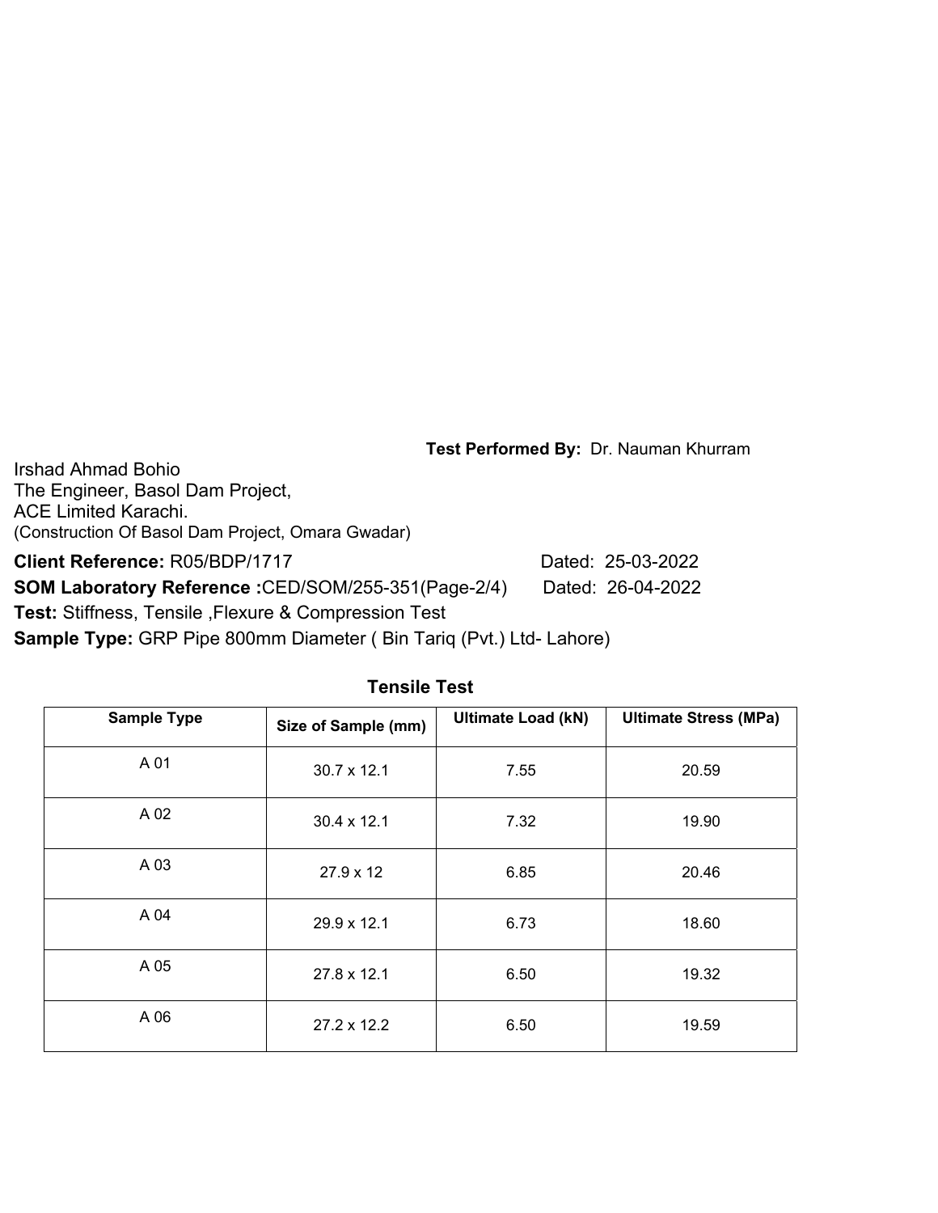**Test Performed By:** Dr. Nauman Khurram

Irshad Ahmad Bohio
The Engineer, Basol Dam Project,
ACE Limited Karachi.
(Construction Of Basol Dam Project, Omara Gwadar)

**Client Reference:** R05/BDP/1717 Dated: 25-03-2022

**SOM Laboratory Reference :**CED/SOM/255-351(Page-2/4) Dated: 26-04-2022

**Test:** Stiffness, Tensile ,Flexure & Compression Test

**Sample Type:** GRP Pipe 800mm Diameter ( Bin Tariq (Pvt.) Ltd- Lahore)

## Tensile Test

| Sample Type | Size of Sample (mm) | Ultimate Load (kN) | Ultimate Stress (MPa) |
|---|---|---|---|
| A 01 | 30.7 x 12.1 | 7.55 | 20.59 |
| A 02 | 30.4 x 12.1 | 7.32 | 19.90 |
| A 03 | 27.9 x 12 | 6.85 | 20.46 |
| A 04 | 29.9 x 12.1 | 6.73 | 18.60 |
| A 05 | 27.8 x 12.1 | 6.50 | 19.32 |
| A 06 | 27.2 x 12.2 | 6.50 | 19.59 |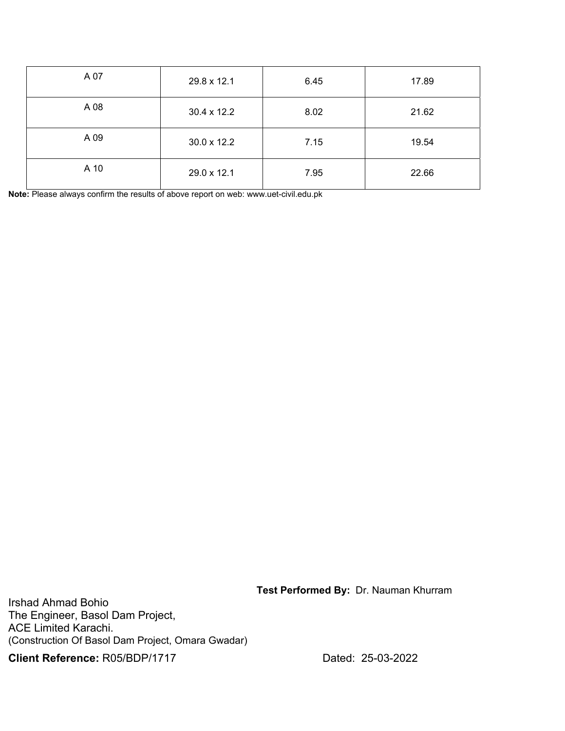| | | | |
|---|---|---|---|
| A 07 | 29.8 x 12.1 | 6.45 | 17.89 |
| A 08 | 30.4 x 12.2 | 8.02 | 21.62 |
| A 09 | 30.0 x 12.2 | 7.15 | 19.54 |
| A 10 | 29.0 x 12.1 | 7.95 | 22.66 |

**Note:** Please always confirm the results of above report on web: www.uet-civil.edu.pk

**Test Performed By:** Dr. Nauman Khurram

Irshad Ahmad Bohio
The Engineer, Basol Dam Project,
ACE Limited Karachi.
(Construction Of Basol Dam Project, Omara Gwadar)

**Client Reference:** R05/BDP/1717

Dated: 25-03-2022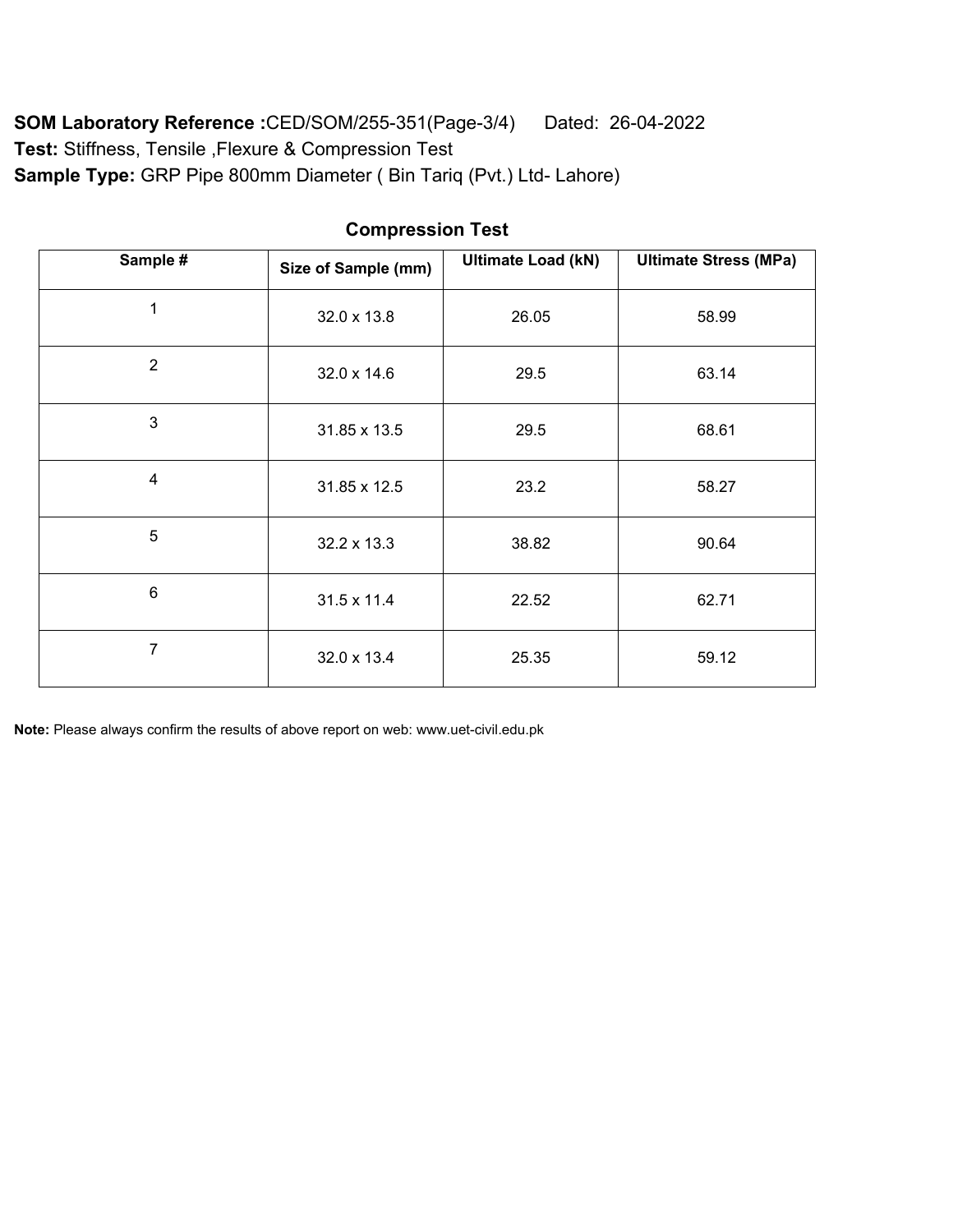**SOM Laboratory Reference :**CED/SOM/255-351(Page-3/4)      Dated: 26-04-2022

**Test:** Stiffness, Tensile ,Flexure & Compression Test

**Sample Type:** GRP Pipe 800mm Diameter ( Bin Tariq (Pvt.) Ltd- Lahore)

## Compression Test

| Sample # | Size of Sample (mm) | Ultimate Load (kN) | Ultimate Stress (MPa) |
|---|---|---|---|
| 1 | 32.0 x 13.8 | 26.05 | 58.99 |
| 2 | 32.0 x 14.6 | 29.5 | 63.14 |
| 3 | 31.85 x 13.5 | 29.5 | 68.61 |
| 4 | 31.85 x 12.5 | 23.2 | 58.27 |
| 5 | 32.2 x 13.3 | 38.82 | 90.64 |
| 6 | 31.5 x 11.4 | 22.52 | 62.71 |
| 7 | 32.0 x 13.4 | 25.35 | 59.12 |

**Note:** Please always confirm the results of above report on web: www.uet-civil.edu.pk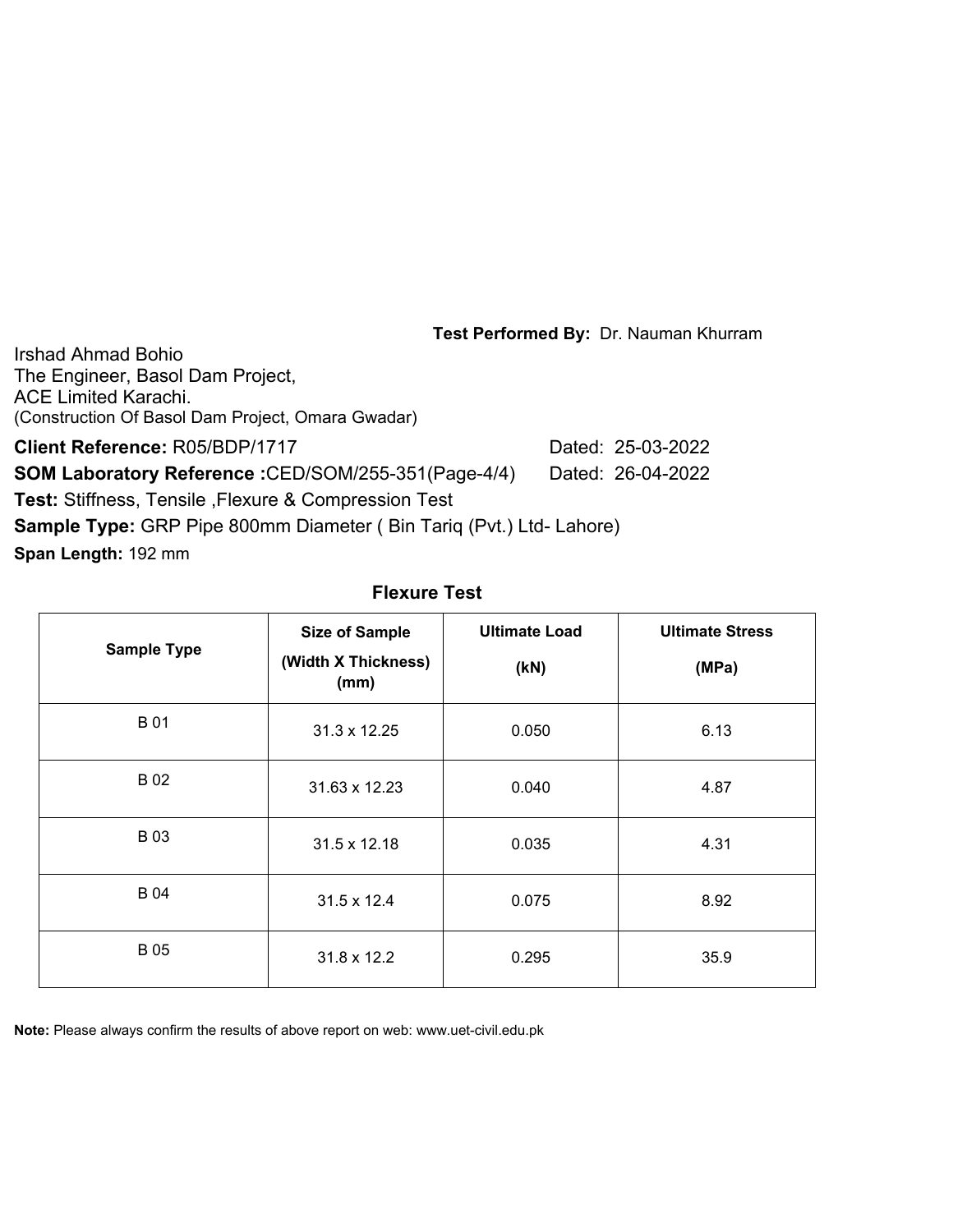**Test Performed By:** Dr. Nauman Khurram

Irshad Ahmad Bohio
The Engineer, Basol Dam Project,
ACE Limited Karachi.
(Construction Of Basol Dam Project, Omara Gwadar)

**Client Reference:** R05/BDP/1717 Dated: 25-03-2022

**SOM Laboratory Reference :**CED/SOM/255-351(Page-4/4) Dated: 26-04-2022

**Test:** Stiffness, Tensile ,Flexure & Compression Test

**Sample Type:** GRP Pipe 800mm Diameter ( Bin Tariq (Pvt.) Ltd- Lahore)

**Span Length:** 192 mm

## Flexure Test

| Sample Type | Size of Sample (Width X Thickness) (mm) | Ultimate Load (kN) | Ultimate Stress (MPa) |
|---|---|---|---|
| B 01 | 31.3 x 12.25 | 0.050 | 6.13 |
| B 02 | 31.63 x 12.23 | 0.040 | 4.87 |
| B 03 | 31.5 x 12.18 | 0.035 | 4.31 |
| B 04 | 31.5 x 12.4 | 0.075 | 8.92 |
| B 05 | 31.8 x 12.2 | 0.295 | 35.9 |

**Note:** Please always confirm the results of above report on web: www.uet-civil.edu.pk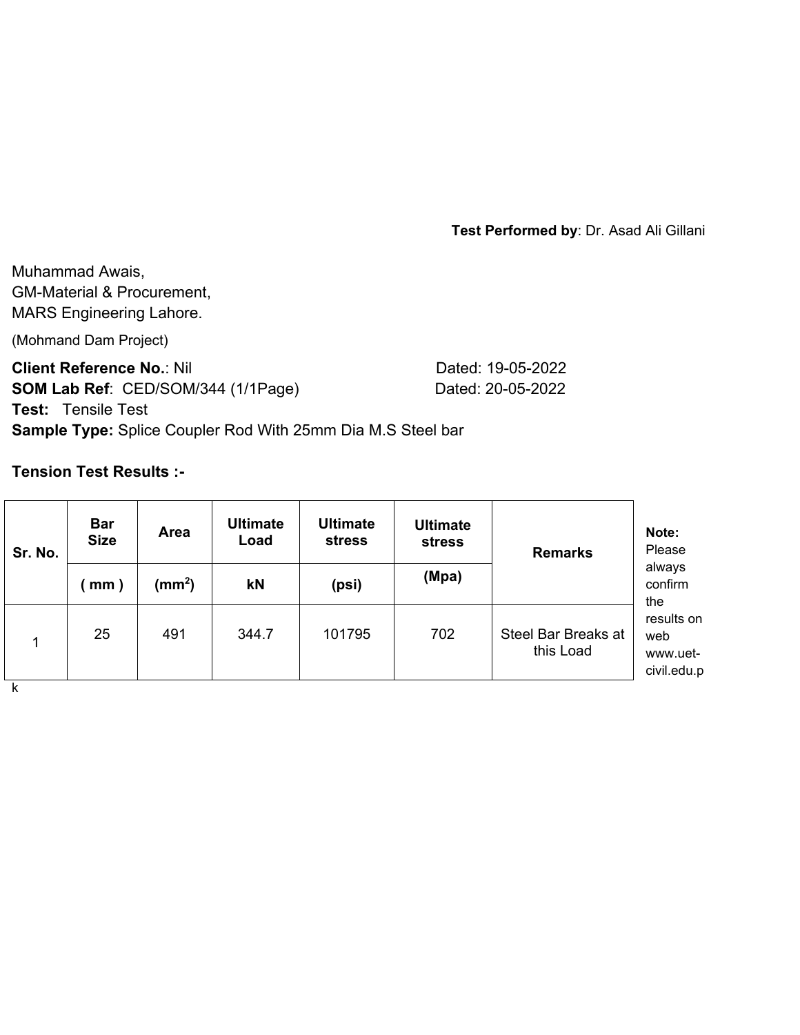**Test Performed by**: Dr. Asad Ali Gillani

Muhammad Awais,
GM-Material & Procurement,
MARS Engineering Lahore.

(Mohmand Dam Project)

**Client Reference No.**: Nil Dated: 19-05-2022
**SOM Lab Ref**: CED/SOM/344 (1/1Page) Dated: 20-05-2022
**Test:** Tensile Test
**Sample Type:** Splice Coupler Rod With 25mm Dia M.S Steel bar

**Tension Test Results :-**

| Sr. No. | Bar Size | Area | Ultimate Load | Ultimate stress | Ultimate stress | Remarks |
|---|---|---|---|---|---|---|
| | ( mm ) | ($mm^2$) | kN | (psi) | (Mpa) | |
| 1 | 25 | 491 | 344.7 | 101795 | 702 | Steel Bar Breaks at this Load |

**Note:** Please always confirm the results on web www.uet-civil.edu.pk